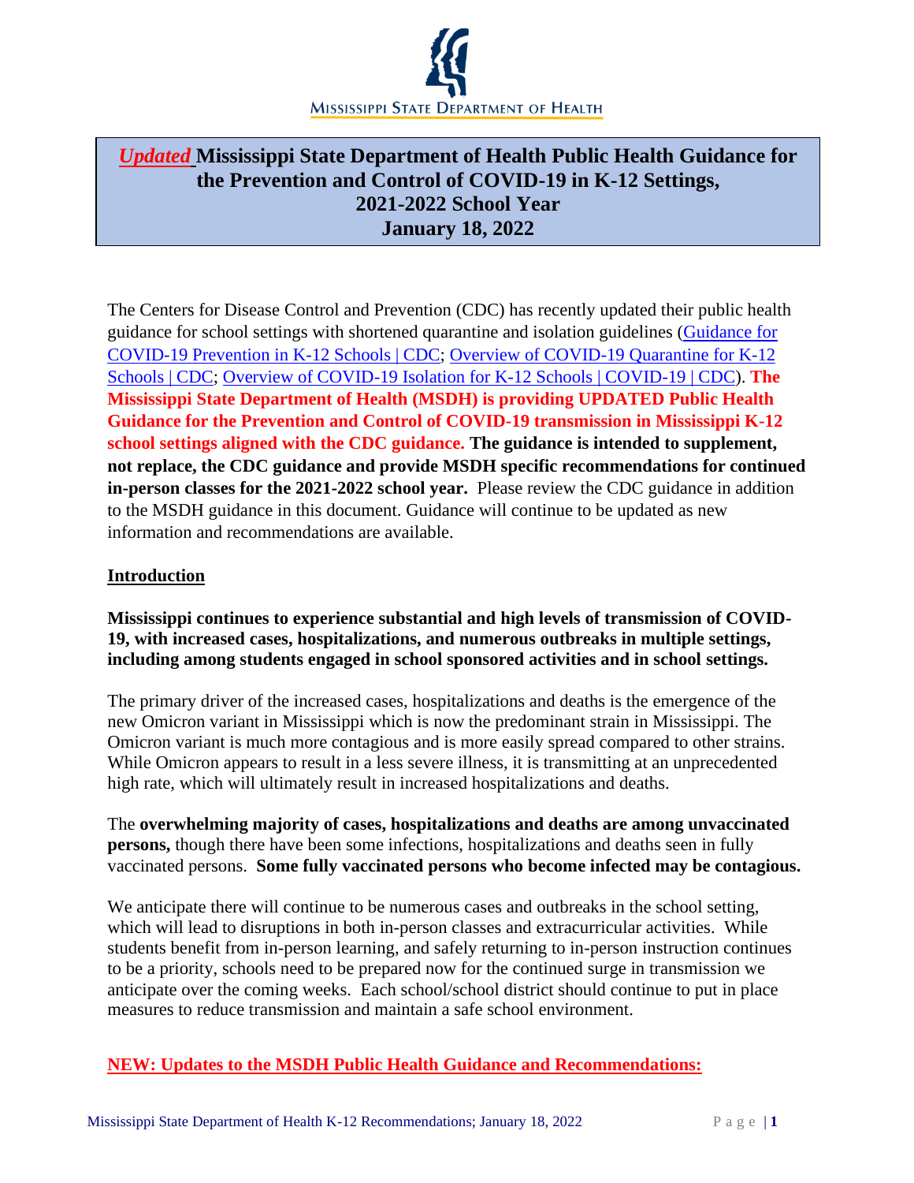Mississippi State Department of Health

# *Updated* Mississippi State Department of Health Public Health Guidance for the Prevention and Control of COVID-19 in K-12 Settings, 2021-2022 School Year January 18, 2022

The Centers for Disease Control and Prevention (CDC) has recently updated their public health guidance for school settings with shortened quarantine and isolation guidelines (Guidance for COVID-19 Prevention in K-12 Schools | CDC; Overview of COVID-19 Quarantine for K-12 Schools | CDC; Overview of COVID-19 Isolation for K-12 Schools | COVID-19 | CDC). **The Mississippi State Department of Health (MSDH) is providing UPDATED Public Health Guidance for the Prevention and Control of COVID-19 transmission in Mississippi K-12 school settings aligned with the CDC guidance. The guidance is intended to supplement, not replace, the CDC guidance and provide MSDH specific recommendations for continued in-person classes for the 2021-2022 school year.** Please review the CDC guidance in addition to the MSDH guidance in this document. Guidance will continue to be updated as new information and recommendations are available.

## Introduction

**Mississippi continues to experience substantial and high levels of transmission of COVID-19, with increased cases, hospitalizations, and numerous outbreaks in multiple settings, including among students engaged in school sponsored activities and in school settings.**

The primary driver of the increased cases, hospitalizations and deaths is the emergence of the new Omicron variant in Mississippi which is now the predominant strain in Mississippi. The Omicron variant is much more contagious and is more easily spread compared to other strains. While Omicron appears to result in a less severe illness, it is transmitting at an unprecedented high rate, which will ultimately result in increased hospitalizations and deaths.

The **overwhelming majority of cases, hospitalizations and deaths are among unvaccinated persons,** though there have been some infections, hospitalizations and deaths seen in fully vaccinated persons. **Some fully vaccinated persons who become infected may be contagious.**

We anticipate there will continue to be numerous cases and outbreaks in the school setting, which will lead to disruptions in both in-person classes and extracurricular activities. While students benefit from in-person learning, and safely returning to in-person instruction continues to be a priority, schools need to be prepared now for the continued surge in transmission we anticipate over the coming weeks. Each school/school district should continue to put in place measures to reduce transmission and maintain a safe school environment.

## NEW: Updates to the MSDH Public Health Guidance and Recommendations: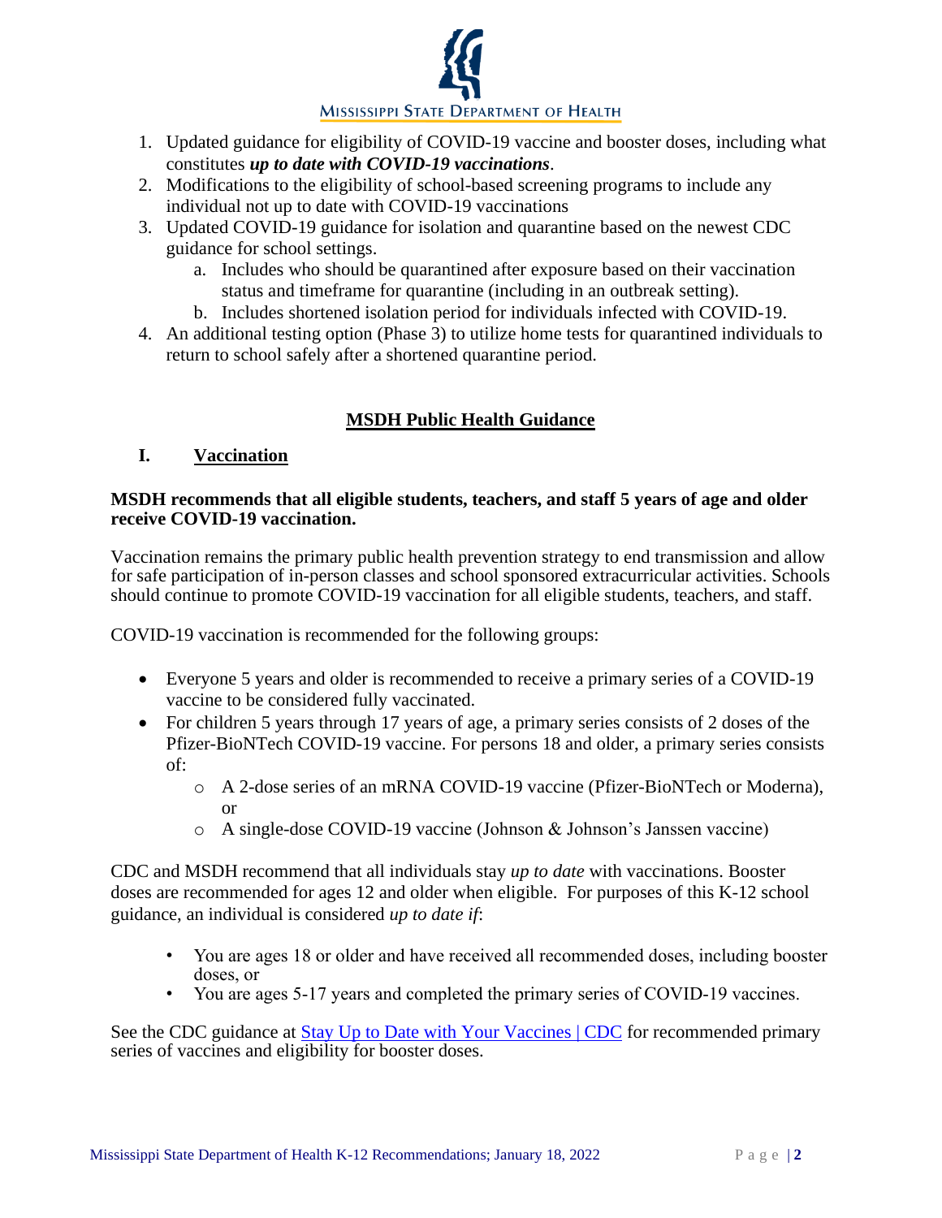1. Updated guidance for eligibility of COVID-19 vaccine and booster doses, including what constitutes ***up to date with COVID-19 vaccinations***.
2. Modifications to the eligibility of school-based screening programs to include any individual not up to date with COVID-19 vaccinations
3. Updated COVID-19 guidance for isolation and quarantine based on the newest CDC guidance for school settings.
   a. Includes who should be quarantined after exposure based on their vaccination status and timeframe for quarantine (including in an outbreak setting).
   b. Includes shortened isolation period for individuals infected with COVID-19.
4. An additional testing option (Phase 3) to utilize home tests for quarantined individuals to return to school safely after a shortened quarantine period.

## MSDH Public Health Guidance

### I. Vaccination

**MSDH recommends that all eligible students, teachers, and staff 5 years of age and older receive COVID-19 vaccination.**

Vaccination remains the primary public health prevention strategy to end transmission and allow for safe participation of in-person classes and school sponsored extracurricular activities. Schools should continue to promote COVID-19 vaccination for all eligible students, teachers, and staff.

COVID-19 vaccination is recommended for the following groups:

- Everyone 5 years and older is recommended to receive a primary series of a COVID-19 vaccine to be considered fully vaccinated.
- For children 5 years through 17 years of age, a primary series consists of 2 doses of the Pfizer-BioNTech COVID-19 vaccine. For persons 18 and older, a primary series consists of:
  - A 2-dose series of an mRNA COVID-19 vaccine (Pfizer-BioNTech or Moderna), or
  - A single-dose COVID-19 vaccine (Johnson & Johnson's Janssen vaccine)

CDC and MSDH recommend that all individuals stay *up to date* with vaccinations. Booster doses are recommended for ages 12 and older when eligible. For purposes of this K-12 school guidance, an individual is considered *up to date if*:

- You are ages 18 or older and have received all recommended doses, including booster doses, or
- You are ages 5-17 years and completed the primary series of COVID-19 vaccines.

See the CDC guidance at [Stay Up to Date with Your Vaccines | CDC] for recommended primary series of vaccines and eligibility for booster doses.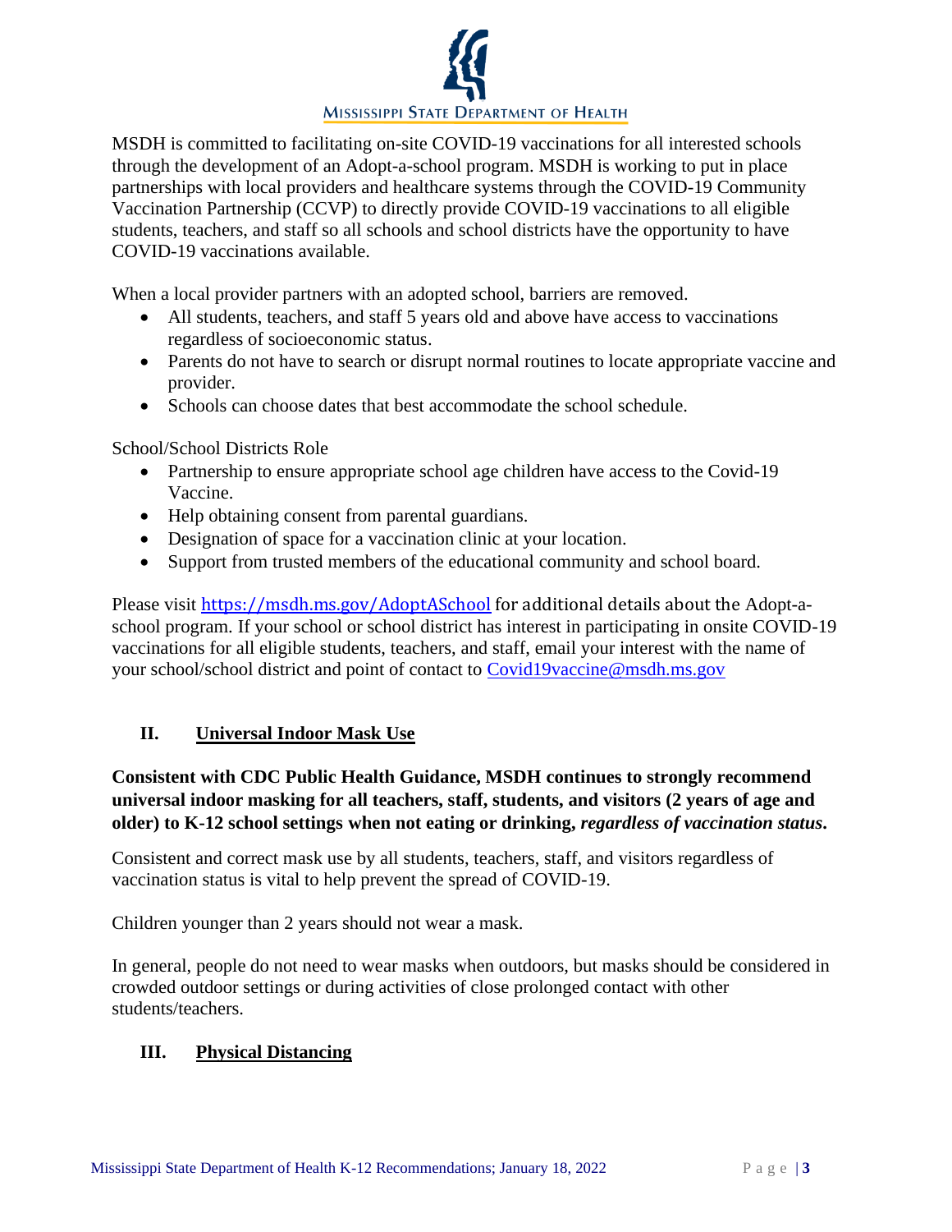MSDH is committed to facilitating on-site COVID-19 vaccinations for all interested schools through the development of an Adopt-a-school program. MSDH is working to put in place partnerships with local providers and healthcare systems through the COVID-19 Community Vaccination Partnership (CCVP) to directly provide COVID-19 vaccinations to all eligible students, teachers, and staff so all schools and school districts have the opportunity to have COVID-19 vaccinations available.

When a local provider partners with an adopted school, barriers are removed.

- All students, teachers, and staff 5 years old and above have access to vaccinations regardless of socioeconomic status.
- Parents do not have to search or disrupt normal routines to locate appropriate vaccine and provider.
- Schools can choose dates that best accommodate the school schedule.

School/School Districts Role

- Partnership to ensure appropriate school age children have access to the Covid-19 Vaccine.
- Help obtaining consent from parental guardians.
- Designation of space for a vaccination clinic at your location.
- Support from trusted members of the educational community and school board.

Please visit https://msdh.ms.gov/AdoptASchool for additional details about the Adopt-a-school program. If your school or school district has interest in participating in onsite COVID-19 vaccinations for all eligible students, teachers, and staff, email your interest with the name of your school/school district and point of contact to Covid19vaccine@msdh.ms.gov

## II. Universal Indoor Mask Use

**Consistent with CDC Public Health Guidance, MSDH continues to strongly recommend universal indoor masking for all teachers, staff, students, and visitors (2 years of age and older) to K-12 school settings when not eating or drinking, *regardless of vaccination status*.**

Consistent and correct mask use by all students, teachers, staff, and visitors regardless of vaccination status is vital to help prevent the spread of COVID-19.

Children younger than 2 years should not wear a mask.

In general, people do not need to wear masks when outdoors, but masks should be considered in crowded outdoor settings or during activities of close prolonged contact with other students/teachers.

## III. Physical Distancing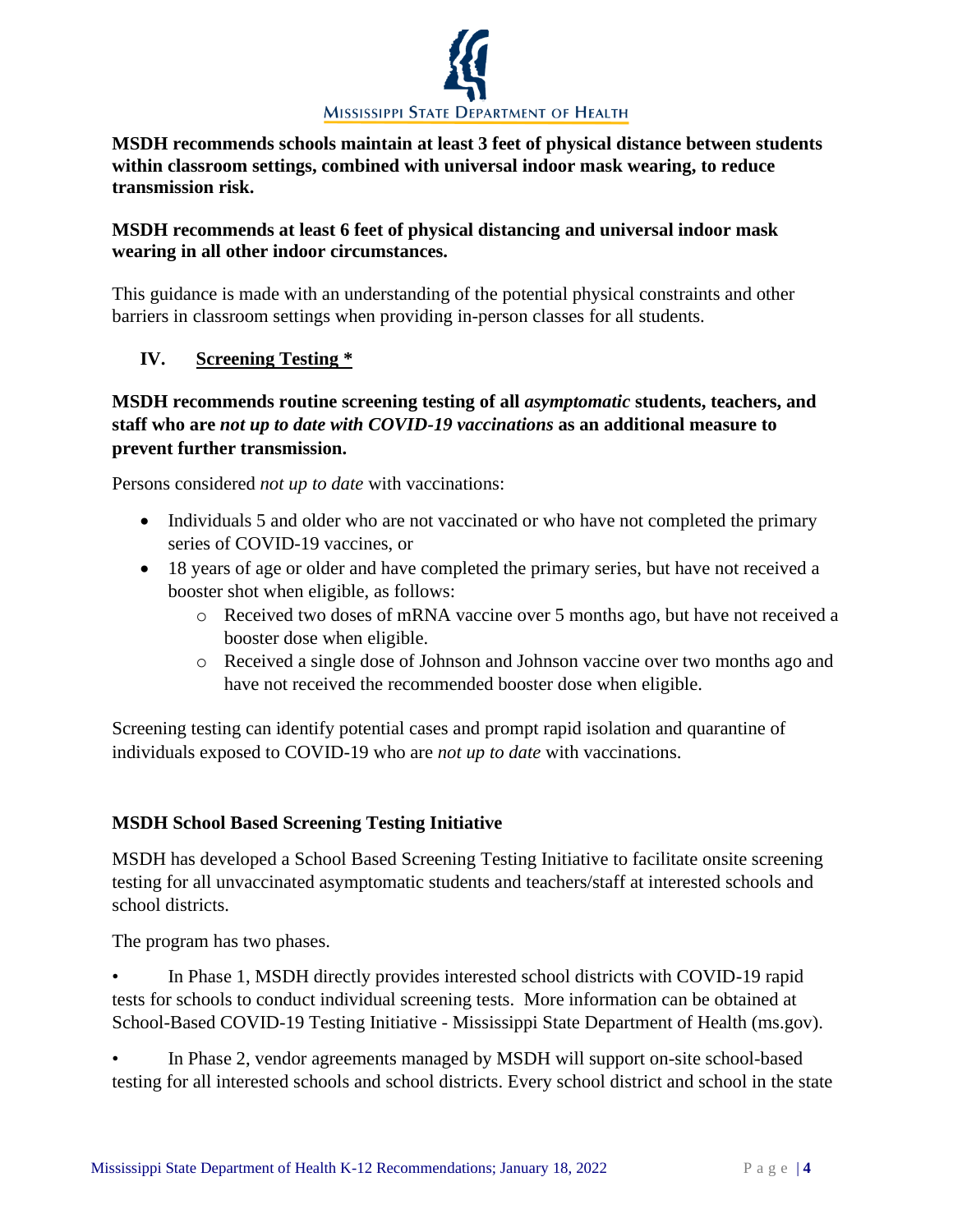**MSDH recommends schools maintain at least 3 feet of physical distance between students within classroom settings, combined with universal indoor mask wearing, to reduce transmission risk.**

**MSDH recommends at least 6 feet of physical distancing and universal indoor mask wearing in all other indoor circumstances.**

This guidance is made with an understanding of the potential physical constraints and other barriers in classroom settings when providing in-person classes for all students.

## IV. Screening Testing *

**MSDH recommends routine screening testing of all *asymptomatic* students, teachers, and staff who are *not up to date with COVID-19 vaccinations* as an additional measure to prevent further transmission.**

Persons considered *not up to date* with vaccinations:

- Individuals 5 and older who are not vaccinated or who have not completed the primary series of COVID-19 vaccines, or
- 18 years of age or older and have completed the primary series, but have not received a booster shot when eligible, as follows:
  - Received two doses of mRNA vaccine over 5 months ago, but have not received a booster dose when eligible.
  - Received a single dose of Johnson and Johnson vaccine over two months ago and have not received the recommended booster dose when eligible.

Screening testing can identify potential cases and prompt rapid isolation and quarantine of individuals exposed to COVID-19 who are *not up to date* with vaccinations.

**MSDH School Based Screening Testing Initiative**

MSDH has developed a School Based Screening Testing Initiative to facilitate onsite screening testing for all unvaccinated asymptomatic students and teachers/staff at interested schools and school districts.

The program has two phases.

- In Phase 1, MSDH directly provides interested school districts with COVID-19 rapid tests for schools to conduct individual screening tests. More information can be obtained at School-Based COVID-19 Testing Initiative - Mississippi State Department of Health (ms.gov).
- In Phase 2, vendor agreements managed by MSDH will support on-site school-based testing for all interested schools and school districts. Every school district and school in the state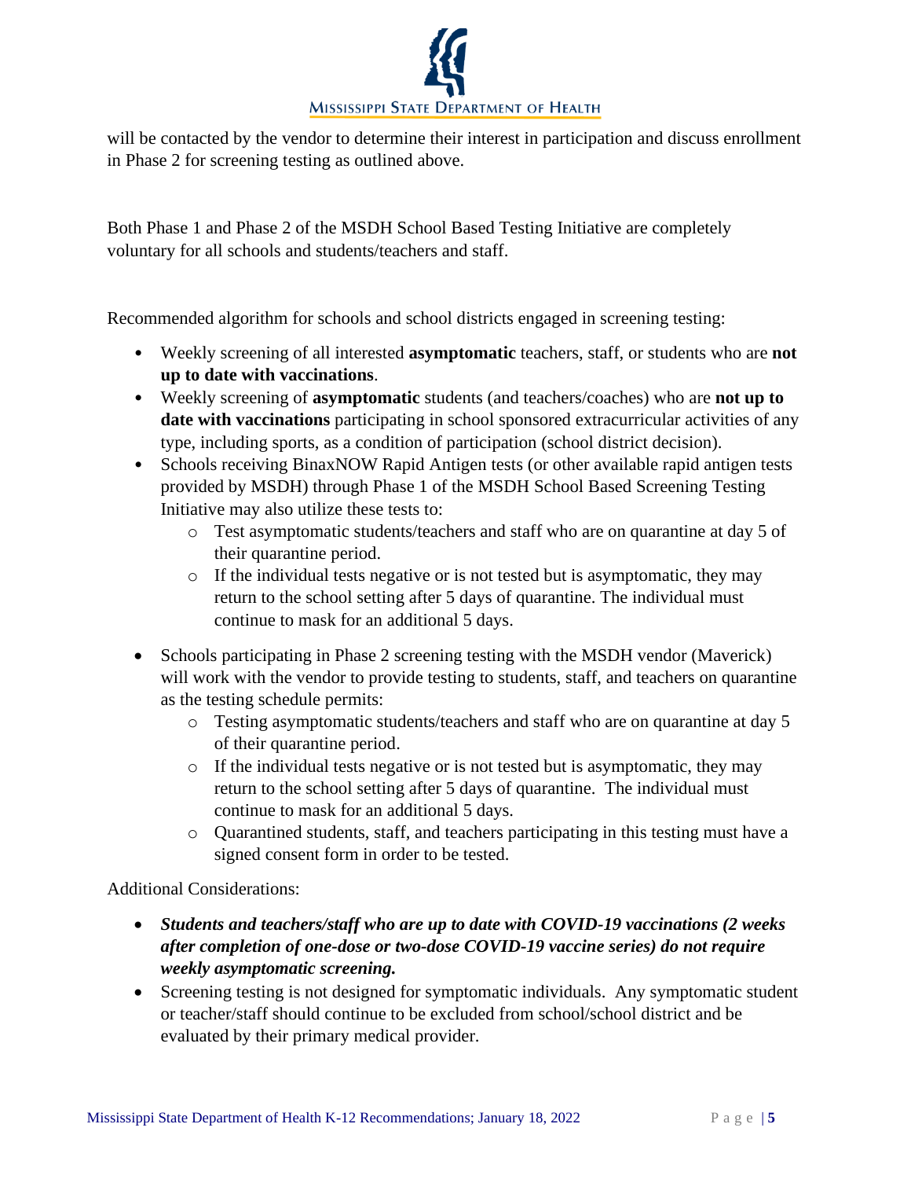will be contacted by the vendor to determine their interest in participation and discuss enrollment in Phase 2 for screening testing as outlined above.

Both Phase 1 and Phase 2 of the MSDH School Based Testing Initiative are completely voluntary for all schools and students/teachers and staff.

Recommended algorithm for schools and school districts engaged in screening testing:

- Weekly screening of all interested **asymptomatic** teachers, staff, or students who are **not up to date with vaccinations**.
- Weekly screening of **asymptomatic** students (and teachers/coaches) who are **not up to date with vaccinations** participating in school sponsored extracurricular activities of any type, including sports, as a condition of participation (school district decision).
- Schools receiving BinaxNOW Rapid Antigen tests (or other available rapid antigen tests provided by MSDH) through Phase 1 of the MSDH School Based Screening Testing Initiative may also utilize these tests to:
  - Test asymptomatic students/teachers and staff who are on quarantine at day 5 of their quarantine period.
  - If the individual tests negative or is not tested but is asymptomatic, they may return to the school setting after 5 days of quarantine. The individual must continue to mask for an additional 5 days.
- Schools participating in Phase 2 screening testing with the MSDH vendor (Maverick) will work with the vendor to provide testing to students, staff, and teachers on quarantine as the testing schedule permits:
  - Testing asymptomatic students/teachers and staff who are on quarantine at day 5 of their quarantine period.
  - If the individual tests negative or is not tested but is asymptomatic, they may return to the school setting after 5 days of quarantine. The individual must continue to mask for an additional 5 days.
  - Quarantined students, staff, and teachers participating in this testing must have a signed consent form in order to be tested.

Additional Considerations:

- ***Students and teachers/staff who are up to date with COVID-19 vaccinations (2 weeks after completion of one-dose or two-dose COVID-19 vaccine series) do not require weekly asymptomatic screening.***
- Screening testing is not designed for symptomatic individuals. Any symptomatic student or teacher/staff should continue to be excluded from school/school district and be evaluated by their primary medical provider.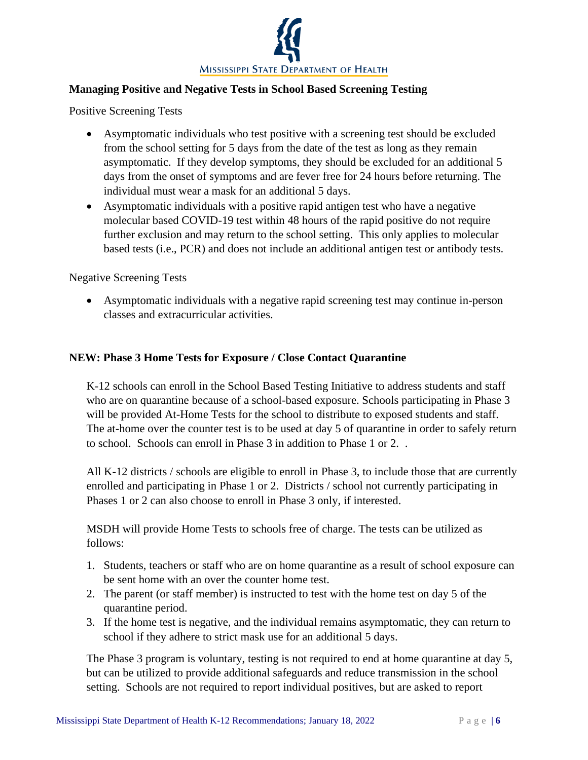**Managing Positive and Negative Tests in School Based Screening Testing**

Positive Screening Tests

- Asymptomatic individuals who test positive with a screening test should be excluded from the school setting for 5 days from the date of the test as long as they remain asymptomatic. If they develop symptoms, they should be excluded for an additional 5 days from the onset of symptoms and are fever free for 24 hours before returning. The individual must wear a mask for an additional 5 days.
- Asymptomatic individuals with a positive rapid antigen test who have a negative molecular based COVID-19 test within 48 hours of the rapid positive do not require further exclusion and may return to the school setting. This only applies to molecular based tests (i.e., PCR) and does not include an additional antigen test or antibody tests.

Negative Screening Tests

- Asymptomatic individuals with a negative rapid screening test may continue in-person classes and extracurricular activities.

**NEW: Phase 3 Home Tests for Exposure / Close Contact Quarantine**

K-12 schools can enroll in the School Based Testing Initiative to address students and staff who are on quarantine because of a school-based exposure. Schools participating in Phase 3 will be provided At-Home Tests for the school to distribute to exposed students and staff. The at-home over the counter test is to be used at day 5 of quarantine in order to safely return to school. Schools can enroll in Phase 3 in addition to Phase 1 or 2. .

All K-12 districts / schools are eligible to enroll in Phase 3, to include those that are currently enrolled and participating in Phase 1 or 2. Districts / school not currently participating in Phases 1 or 2 can also choose to enroll in Phase 3 only, if interested.

MSDH will provide Home Tests to schools free of charge. The tests can be utilized as follows:

1. Students, teachers or staff who are on home quarantine as a result of school exposure can be sent home with an over the counter home test.
2. The parent (or staff member) is instructed to test with the home test on day 5 of the quarantine period.
3. If the home test is negative, and the individual remains asymptomatic, they can return to school if they adhere to strict mask use for an additional 5 days.

The Phase 3 program is voluntary, testing is not required to end at home quarantine at day 5, but can be utilized to provide additional safeguards and reduce transmission in the school setting. Schools are not required to report individual positives, but are asked to report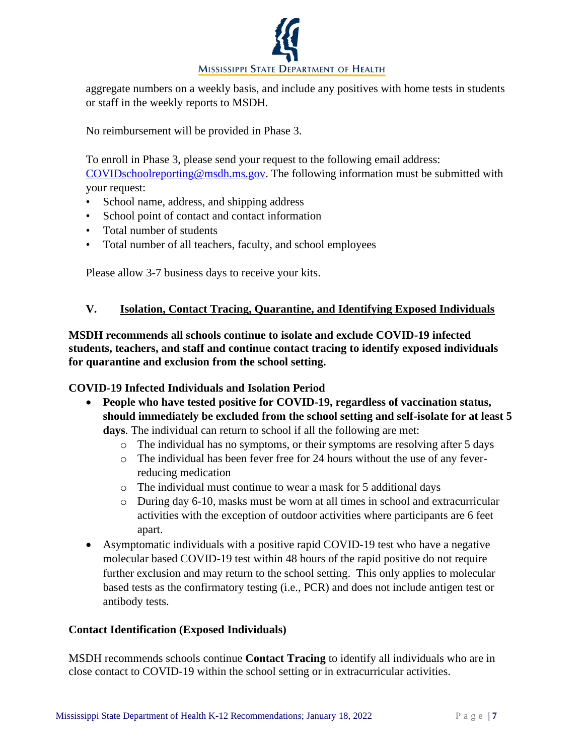aggregate numbers on a weekly basis, and include any positives with home tests in students or staff in the weekly reports to MSDH.

No reimbursement will be provided in Phase 3.

To enroll in Phase 3, please send your request to the following email address: COVIDschoolreporting@msdh.ms.gov. The following information must be submitted with your request:

- School name, address, and shipping address
- School point of contact and contact information
- Total number of students
- Total number of all teachers, faculty, and school employees

Please allow 3-7 business days to receive your kits.

## V. Isolation, Contact Tracing, Quarantine, and Identifying Exposed Individuals

**MSDH recommends all schools continue to isolate and exclude COVID-19 infected students, teachers, and staff and continue contact tracing to identify exposed individuals for quarantine and exclusion from the school setting.**

### COVID-19 Infected Individuals and Isolation Period

- **People who have tested positive for COVID-19, regardless of vaccination status, should immediately be excluded from the school setting and self-isolate for at least 5 days**. The individual can return to school if all the following are met:
  - The individual has no symptoms, or their symptoms are resolving after 5 days
  - The individual has been fever free for 24 hours without the use of any fever-reducing medication
  - The individual must continue to wear a mask for 5 additional days
  - During day 6-10, masks must be worn at all times in school and extracurricular activities with the exception of outdoor activities where participants are 6 feet apart.
- Asymptomatic individuals with a positive rapid COVID-19 test who have a negative molecular based COVID-19 test within 48 hours of the rapid positive do not require further exclusion and may return to the school setting. This only applies to molecular based tests as the confirmatory testing (i.e., PCR) and does not include antigen test or antibody tests.

### Contact Identification (Exposed Individuals)

MSDH recommends schools continue **Contact Tracing** to identify all individuals who are in close contact to COVID-19 within the school setting or in extracurricular activities.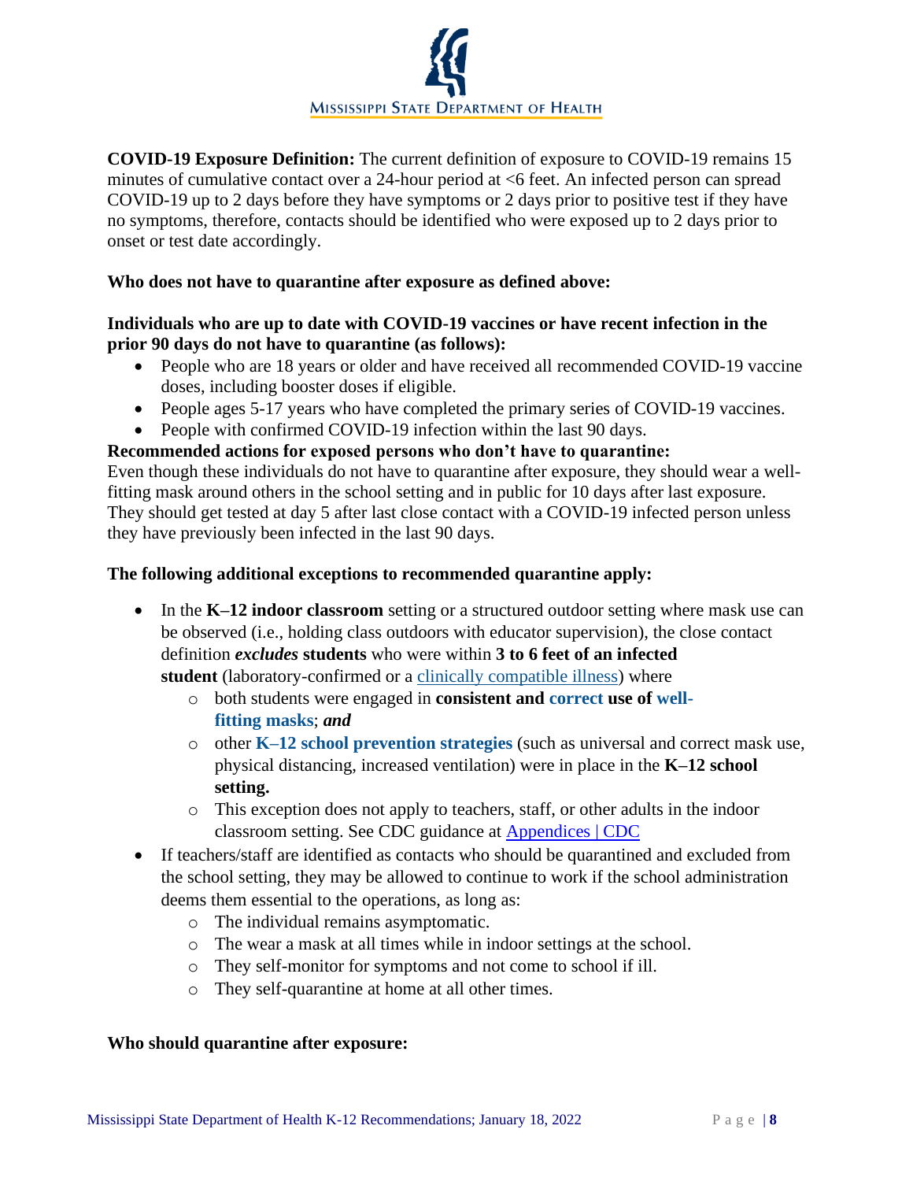**COVID-19 Exposure Definition:** The current definition of exposure to COVID-19 remains 15 minutes of cumulative contact over a 24-hour period at <6 feet. An infected person can spread COVID-19 up to 2 days before they have symptoms or 2 days prior to positive test if they have no symptoms, therefore, contacts should be identified who were exposed up to 2 days prior to onset or test date accordingly.

**Who does not have to quarantine after exposure as defined above:**

**Individuals who are up to date with COVID-19 vaccines or have recent infection in the prior 90 days do not have to quarantine (as follows):**

- People who are 18 years or older and have received all recommended COVID-19 vaccine doses, including booster doses if eligible.
- People ages 5-17 years who have completed the primary series of COVID-19 vaccines.
- People with confirmed COVID-19 infection within the last 90 days.

**Recommended actions for exposed persons who don't have to quarantine:**
Even though these individuals do not have to quarantine after exposure, they should wear a well-fitting mask around others in the school setting and in public for 10 days after last exposure. They should get tested at day 5 after last close contact with a COVID-19 infected person unless they have previously been infected in the last 90 days.

**The following additional exceptions to recommended quarantine apply:**

- In the **K–12 indoor classroom** setting or a structured outdoor setting where mask use can be observed (i.e., holding class outdoors with educator supervision), the close contact definition ***excludes*** **students** who were within **3 to 6 feet of an infected student** (laboratory-confirmed or a clinically compatible illness) where
  - both students were engaged in **consistent and correct use of well-fitting masks**; ***and***
  - other **K–12 school prevention strategies** (such as universal and correct mask use, physical distancing, increased ventilation) were in place in the **K–12 school setting.**
  - This exception does not apply to teachers, staff, or other adults in the indoor classroom setting. See CDC guidance at Appendices | CDC
- If teachers/staff are identified as contacts who should be quarantined and excluded from the school setting, they may be allowed to continue to work if the school administration deems them essential to the operations, as long as:
  - The individual remains asymptomatic.
  - The wear a mask at all times while in indoor settings at the school.
  - They self-monitor for symptoms and not come to school if ill.
  - They self-quarantine at home at all other times.

**Who should quarantine after exposure:**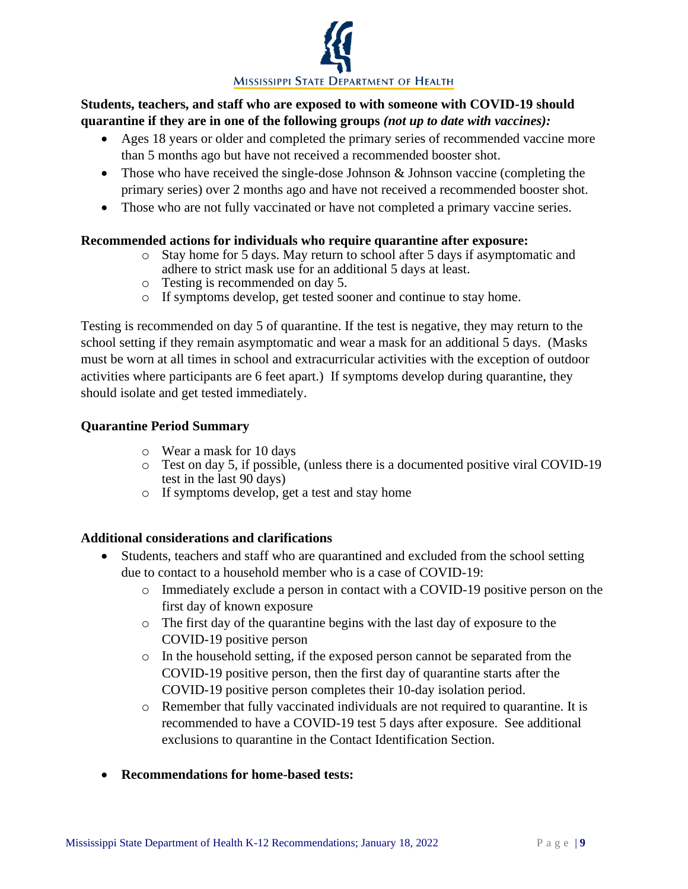**Students, teachers, and staff who are exposed to with someone with COVID-19 should quarantine if they are in one of the following groups** ***(not up to date with vaccines):***

- Ages 18 years or older and completed the primary series of recommended vaccine more than 5 months ago but have not received a recommended booster shot.
- Those who have received the single-dose Johnson & Johnson vaccine (completing the primary series) over 2 months ago and have not received a recommended booster shot.
- Those who are not fully vaccinated or have not completed a primary vaccine series.

**Recommended actions for individuals who require quarantine after exposure:**

- Stay home for 5 days. May return to school after 5 days if asymptomatic and adhere to strict mask use for an additional 5 days at least.
- Testing is recommended on day 5.
- If symptoms develop, get tested sooner and continue to stay home.

Testing is recommended on day 5 of quarantine. If the test is negative, they may return to the school setting if they remain asymptomatic and wear a mask for an additional 5 days. (Masks must be worn at all times in school and extracurricular activities with the exception of outdoor activities where participants are 6 feet apart.) If symptoms develop during quarantine, they should isolate and get tested immediately.

**Quarantine Period Summary**

- Wear a mask for 10 days
- Test on day 5, if possible, (unless there is a documented positive viral COVID-19 test in the last 90 days)
- If symptoms develop, get a test and stay home

**Additional considerations and clarifications**

- Students, teachers and staff who are quarantined and excluded from the school setting due to contact to a household member who is a case of COVID-19:
  - Immediately exclude a person in contact with a COVID-19 positive person on the first day of known exposure
  - The first day of the quarantine begins with the last day of exposure to the COVID-19 positive person
  - In the household setting, if the exposed person cannot be separated from the COVID-19 positive person, then the first day of quarantine starts after the COVID-19 positive person completes their 10-day isolation period.
  - Remember that fully vaccinated individuals are not required to quarantine. It is recommended to have a COVID-19 test 5 days after exposure. See additional exclusions to quarantine in the Contact Identification Section.

- **Recommendations for home-based tests:**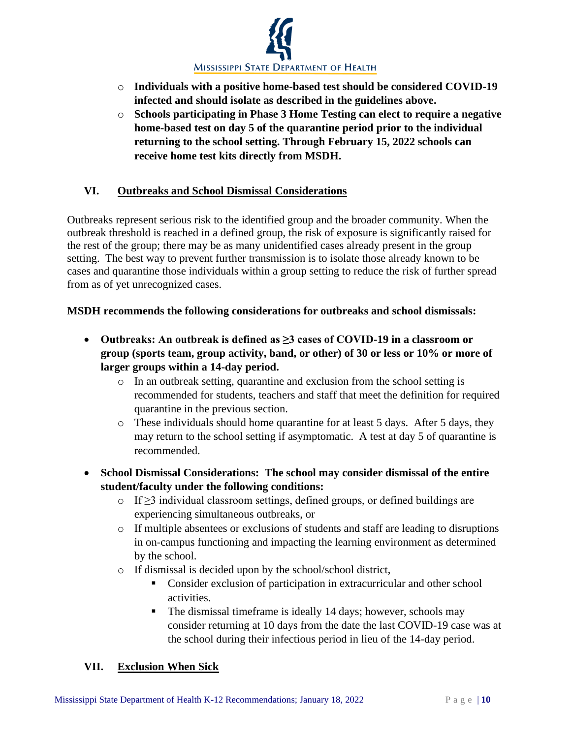- **Individuals with a positive home-based test should be considered COVID-19 infected and should isolate as described in the guidelines above.**
- **Schools participating in Phase 3 Home Testing can elect to require a negative home-based test on day 5 of the quarantine period prior to the individual returning to the school setting. Through February 15, 2022 schools can receive home test kits directly from MSDH.**

## VI. Outbreaks and School Dismissal Considerations

Outbreaks represent serious risk to the identified group and the broader community. When the outbreak threshold is reached in a defined group, the risk of exposure is significantly raised for the rest of the group; there may be as many unidentified cases already present in the group setting. The best way to prevent further transmission is to isolate those already known to be cases and quarantine those individuals within a group setting to reduce the risk of further spread from as of yet unrecognized cases.

**MSDH recommends the following considerations for outbreaks and school dismissals:**

- **Outbreaks: An outbreak is defined as ≥3 cases of COVID-19 in a classroom or group (sports team, group activity, band, or other) of 30 or less or 10% or more of larger groups within a 14-day period.**
  - In an outbreak setting, quarantine and exclusion from the school setting is recommended for students, teachers and staff that meet the definition for required quarantine in the previous section.
  - These individuals should home quarantine for at least 5 days. After 5 days, they may return to the school setting if asymptomatic. A test at day 5 of quarantine is recommended.
- **School Dismissal Considerations: The school may consider dismissal of the entire student/faculty under the following conditions:**
  - If ≥3 individual classroom settings, defined groups, or defined buildings are experiencing simultaneous outbreaks, or
  - If multiple absentees or exclusions of students and staff are leading to disruptions in on-campus functioning and impacting the learning environment as determined by the school.
  - If dismissal is decided upon by the school/school district,
    - Consider exclusion of participation in extracurricular and other school activities.
    - The dismissal timeframe is ideally 14 days; however, schools may consider returning at 10 days from the date the last COVID-19 case was at the school during their infectious period in lieu of the 14-day period.

## VII. Exclusion When Sick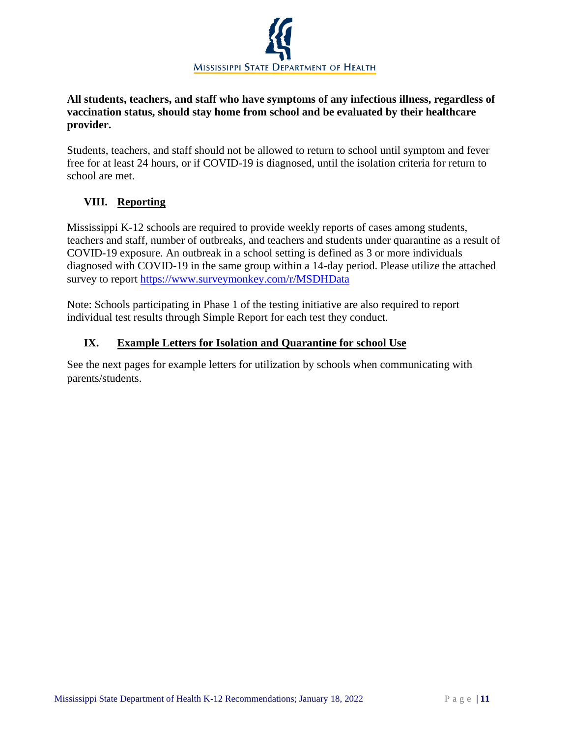**All students, teachers, and staff who have symptoms of any infectious illness, regardless of vaccination status, should stay home from school and be evaluated by their healthcare provider.**

Students, teachers, and staff should not be allowed to return to school until symptom and fever free for at least 24 hours, or if COVID-19 is diagnosed, until the isolation criteria for return to school are met.

## VIII. Reporting

Mississippi K-12 schools are required to provide weekly reports of cases among students, teachers and staff, number of outbreaks, and teachers and students under quarantine as a result of COVID-19 exposure. An outbreak in a school setting is defined as 3 or more individuals diagnosed with COVID-19 in the same group within a 14-day period. Please utilize the attached survey to report https://www.surveymonkey.com/r/MSDHData

Note: Schools participating in Phase 1 of the testing initiative are also required to report individual test results through Simple Report for each test they conduct.

## IX. Example Letters for Isolation and Quarantine for school Use

See the next pages for example letters for utilization by schools when communicating with parents/students.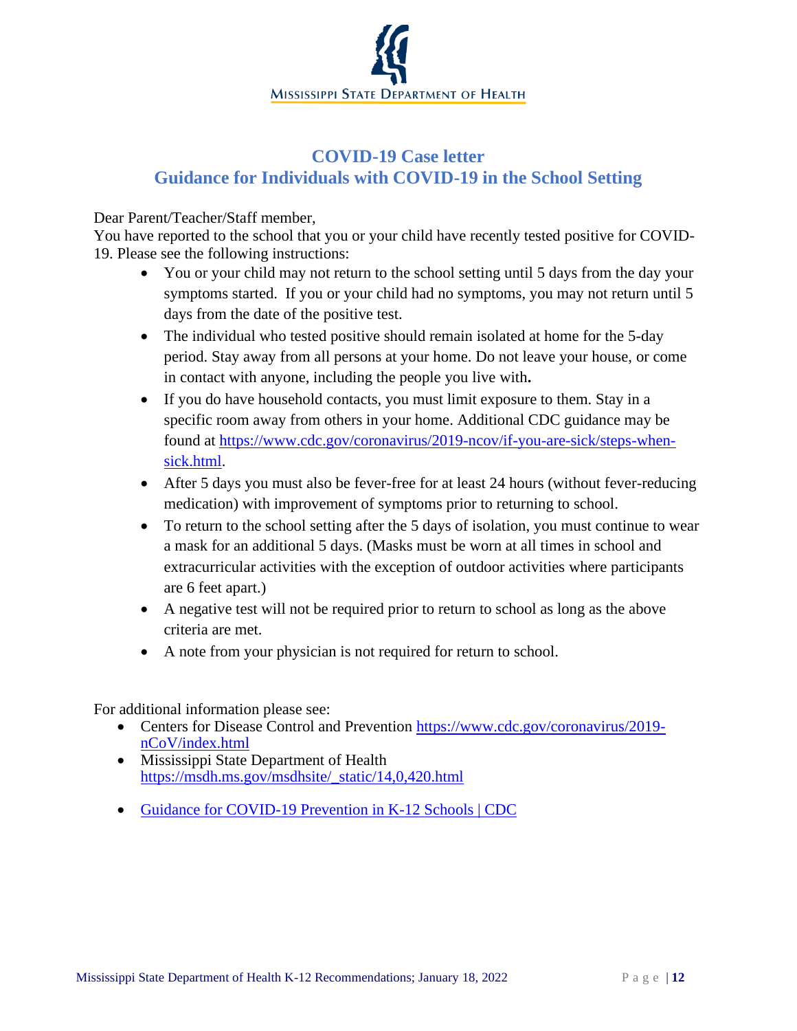**Mississippi State Department of Health**

## COVID-19 Case letter
## Guidance for Individuals with COVID-19 in the School Setting

Dear Parent/Teacher/Staff member,
You have reported to the school that you or your child have recently tested positive for COVID-19. Please see the following instructions:

- You or your child may not return to the school setting until 5 days from the day your symptoms started. If you or your child had no symptoms, you may not return until 5 days from the date of the positive test.
- The individual who tested positive should remain isolated at home for the 5-day period. Stay away from all persons at your home. Do not leave your house, or come in contact with anyone, including the people you live with**.**
- If you do have household contacts, you must limit exposure to them. Stay in a specific room away from others in your home. Additional CDC guidance may be found at [https://www.cdc.gov/coronavirus/2019-ncov/if-you-are-sick/steps-when-sick.html](https://www.cdc.gov/coronavirus/2019-ncov/if-you-are-sick/steps-when-sick.html).
- After 5 days you must also be fever-free for at least 24 hours (without fever-reducing medication) with improvement of symptoms prior to returning to school.
- To return to the school setting after the 5 days of isolation, you must continue to wear a mask for an additional 5 days. (Masks must be worn at all times in school and extracurricular activities with the exception of outdoor activities where participants are 6 feet apart.)
- A negative test will not be required prior to return to school as long as the above criteria are met.
- A note from your physician is not required for return to school.

For additional information please see:

- Centers for Disease Control and Prevention [https://www.cdc.gov/coronavirus/2019-nCoV/index.html](https://www.cdc.gov/coronavirus/2019-nCoV/index.html)
- Mississippi State Department of Health [https://msdh.ms.gov/msdhsite/_static/14,0,420.html](https://msdh.ms.gov/msdhsite/_static/14,0,420.html)
- Guidance for COVID-19 Prevention in K-12 Schools | CDC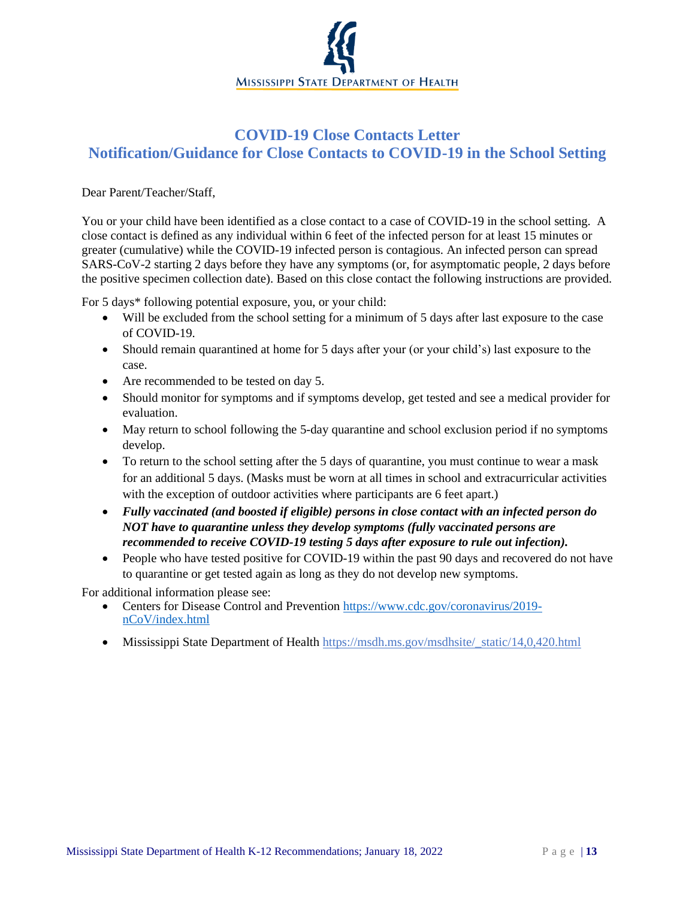MISSISSIPPI STATE DEPARTMENT OF HEALTH

# COVID-19 Close Contacts Letter
## Notification/Guidance for Close Contacts to COVID-19 in the School Setting

Dear Parent/Teacher/Staff,

You or your child have been identified as a close contact to a case of COVID-19 in the school setting. A close contact is defined as any individual within 6 feet of the infected person for at least 15 minutes or greater (cumulative) while the COVID-19 infected person is contagious. An infected person can spread SARS-CoV-2 starting 2 days before they have any symptoms (or, for asymptomatic people, 2 days before the positive specimen collection date). Based on this close contact the following instructions are provided.

For 5 days* following potential exposure, you, or your child:

- Will be excluded from the school setting for a minimum of 5 days after last exposure to the case of COVID-19.
- Should remain quarantined at home for 5 days after your (or your child's) last exposure to the case.
- Are recommended to be tested on day 5.
- Should monitor for symptoms and if symptoms develop, get tested and see a medical provider for evaluation.
- May return to school following the 5-day quarantine and school exclusion period if no symptoms develop.
- To return to the school setting after the 5 days of quarantine, you must continue to wear a mask for an additional 5 days. (Masks must be worn at all times in school and extracurricular activities with the exception of outdoor activities where participants are 6 feet apart.)
- ***Fully vaccinated (and boosted if eligible) persons in close contact with an infected person do NOT have to quarantine unless they develop symptoms (fully vaccinated persons are recommended to receive COVID-19 testing 5 days after exposure to rule out infection).***
- People who have tested positive for COVID-19 within the past 90 days and recovered do not have to quarantine or get tested again as long as they do not develop new symptoms.

For additional information please see:

- Centers for Disease Control and Prevention https://www.cdc.gov/coronavirus/2019-nCoV/index.html
- Mississippi State Department of Health https://msdh.ms.gov/msdhsite/_static/14,0,420.html